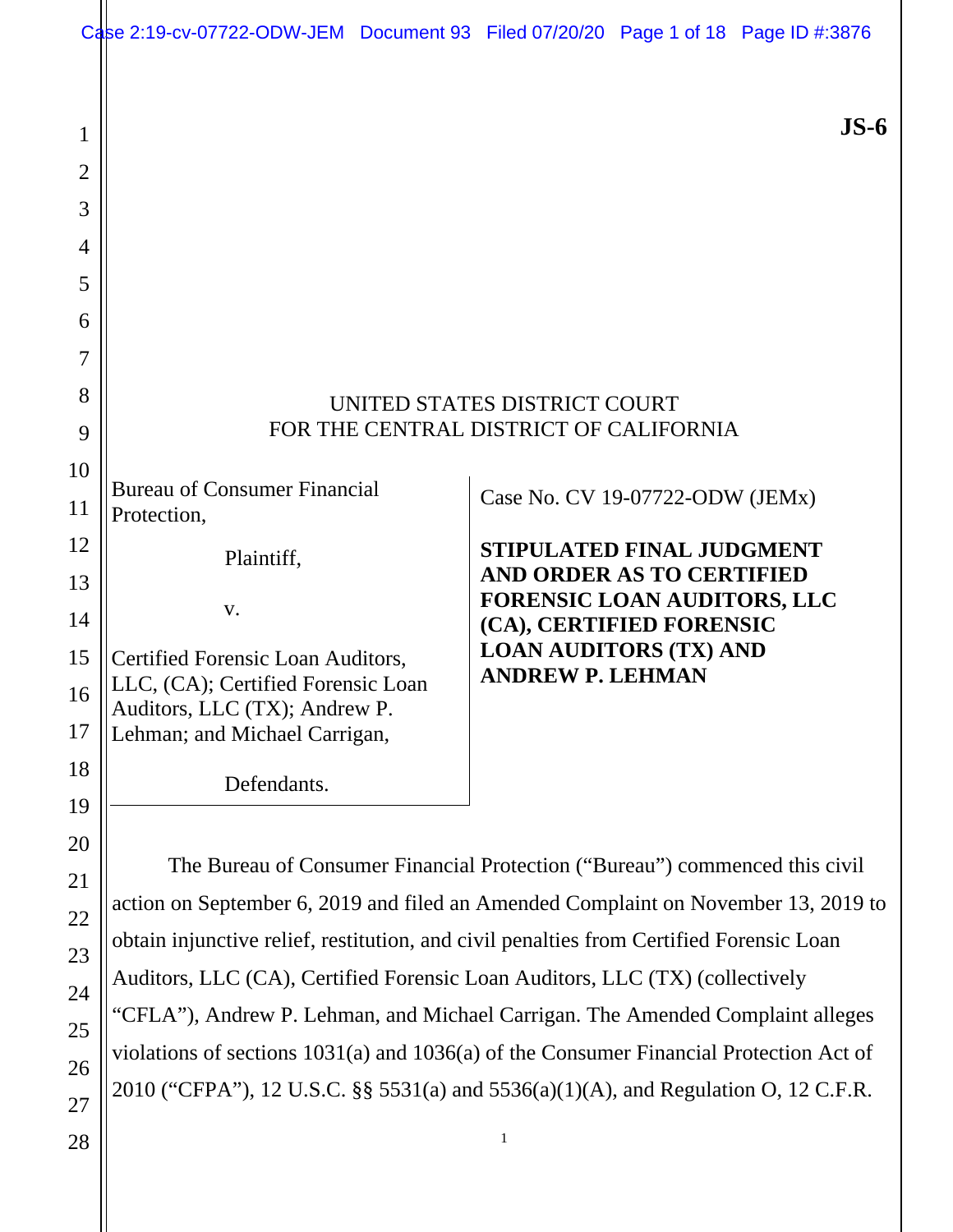**JS-6**

UNITED STATES DISTRICT COURT
FOR THE CENTRAL DISTRICT OF CALIFORNIA

| | |
|---|---|
| Bureau of Consumer Financial Protection,<br><br>Plaintiff,<br><br>v.<br><br>Certified Forensic Loan Auditors, LLC, (CA); Certified Forensic Loan Auditors, LLC (TX); Andrew P. Lehman; and Michael Carrigan,<br><br>Defendants. | Case No. CV 19-07722-ODW (JEMx)<br><br>**STIPULATED FINAL JUDGMENT AND ORDER AS TO CERTIFIED FORENSIC LOAN AUDITORS, LLC (CA), CERTIFIED FORENSIC LOAN AUDITORS (TX) AND ANDREW P. LEHMAN** |

The Bureau of Consumer Financial Protection ("Bureau") commenced this civil action on September 6, 2019 and filed an Amended Complaint on November 13, 2019 to obtain injunctive relief, restitution, and civil penalties from Certified Forensic Loan Auditors, LLC (CA), Certified Forensic Loan Auditors, LLC (TX) (collectively "CFLA"), Andrew P. Lehman, and Michael Carrigan. The Amended Complaint alleges violations of sections 1031(a) and 1036(a) of the Consumer Financial Protection Act of 2010 ("CFPA"), 12 U.S.C. §§ 5531(a) and 5536(a)(1)(A), and Regulation O, 12 C.F.R.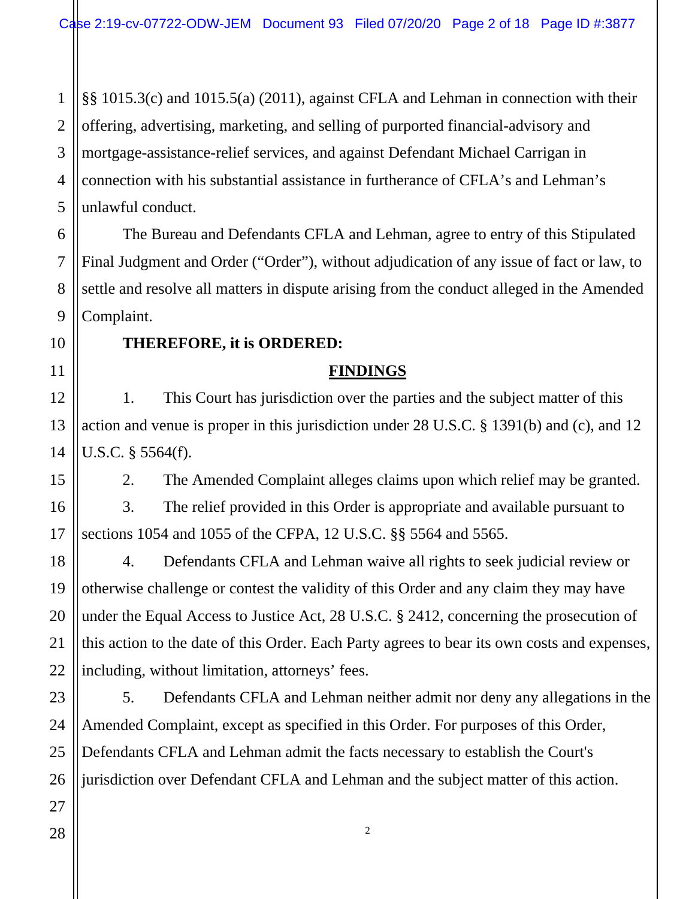§§ 1015.3(c) and 1015.5(a) (2011), against CFLA and Lehman in connection with their offering, advertising, marketing, and selling of purported financial-advisory and mortgage-assistance-relief services, and against Defendant Michael Carrigan in connection with his substantial assistance in furtherance of CFLA's and Lehman's unlawful conduct.

The Bureau and Defendants CFLA and Lehman, agree to entry of this Stipulated Final Judgment and Order ("Order"), without adjudication of any issue of fact or law, to settle and resolve all matters in dispute arising from the conduct alleged in the Amended Complaint.

**THEREFORE, it is ORDERED:**

## FINDINGS

1. This Court has jurisdiction over the parties and the subject matter of this action and venue is proper in this jurisdiction under 28 U.S.C. § 1391(b) and (c), and 12 U.S.C. § 5564(f).

2. The Amended Complaint alleges claims upon which relief may be granted.

3. The relief provided in this Order is appropriate and available pursuant to sections 1054 and 1055 of the CFPA, 12 U.S.C. §§ 5564 and 5565.

4. Defendants CFLA and Lehman waive all rights to seek judicial review or otherwise challenge or contest the validity of this Order and any claim they may have under the Equal Access to Justice Act, 28 U.S.C. § 2412, concerning the prosecution of this action to the date of this Order. Each Party agrees to bear its own costs and expenses, including, without limitation, attorneys' fees.

5. Defendants CFLA and Lehman neither admit nor deny any allegations in the Amended Complaint, except as specified in this Order. For purposes of this Order, Defendants CFLA and Lehman admit the facts necessary to establish the Court's jurisdiction over Defendant CFLA and Lehman and the subject matter of this action.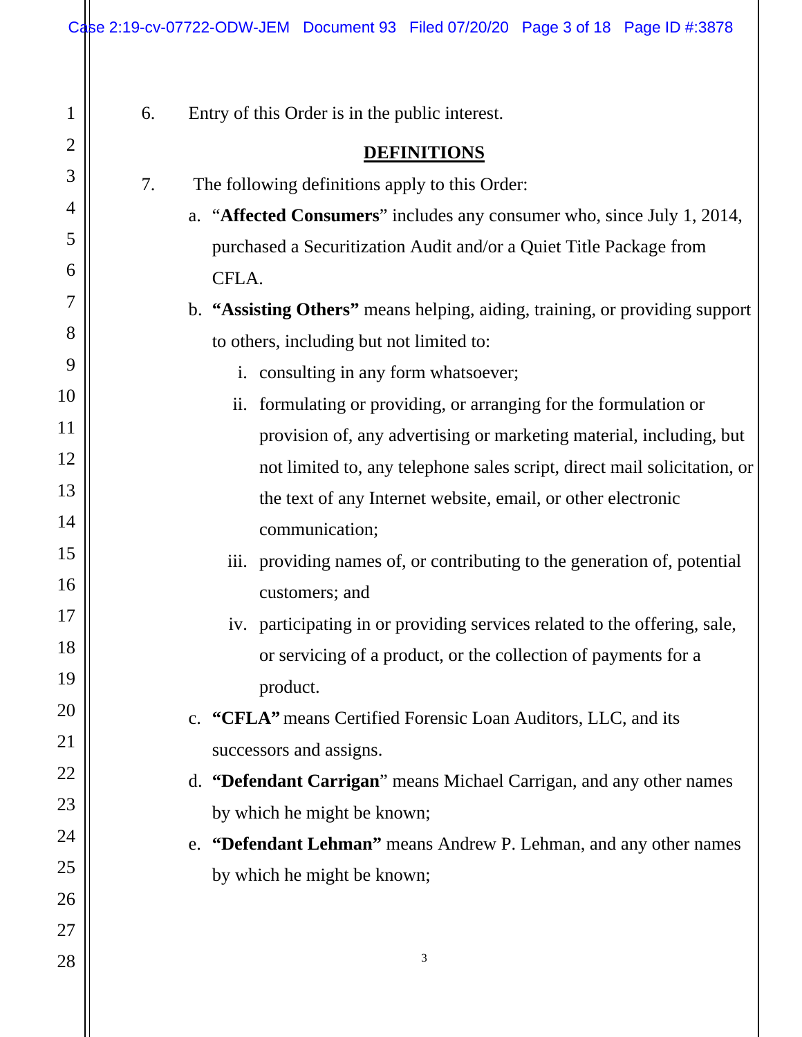6. Entry of this Order is in the public interest.

## DEFINITIONS

7. The following definitions apply to this Order:

   a. "**Affected Consumers**" includes any consumer who, since July 1, 2014, purchased a Securitization Audit and/or a Quiet Title Package from CFLA.

   b. **"Assisting Others"** means helping, aiding, training, or providing support to others, including but not limited to:

      i. consulting in any form whatsoever;

      ii. formulating or providing, or arranging for the formulation or provision of, any advertising or marketing material, including, but not limited to, any telephone sales script, direct mail solicitation, or the text of any Internet website, email, or other electronic communication;

      iii. providing names of, or contributing to the generation of, potential customers; and

      iv. participating in or providing services related to the offering, sale, or servicing of a product, or the collection of payments for a product.

   c. **"CFLA"** means Certified Forensic Loan Auditors, LLC, and its successors and assigns.

   d. **"Defendant Carrigan**" means Michael Carrigan, and any other names by which he might be known;

   e. **"Defendant Lehman"** means Andrew P. Lehman, and any other names by which he might be known;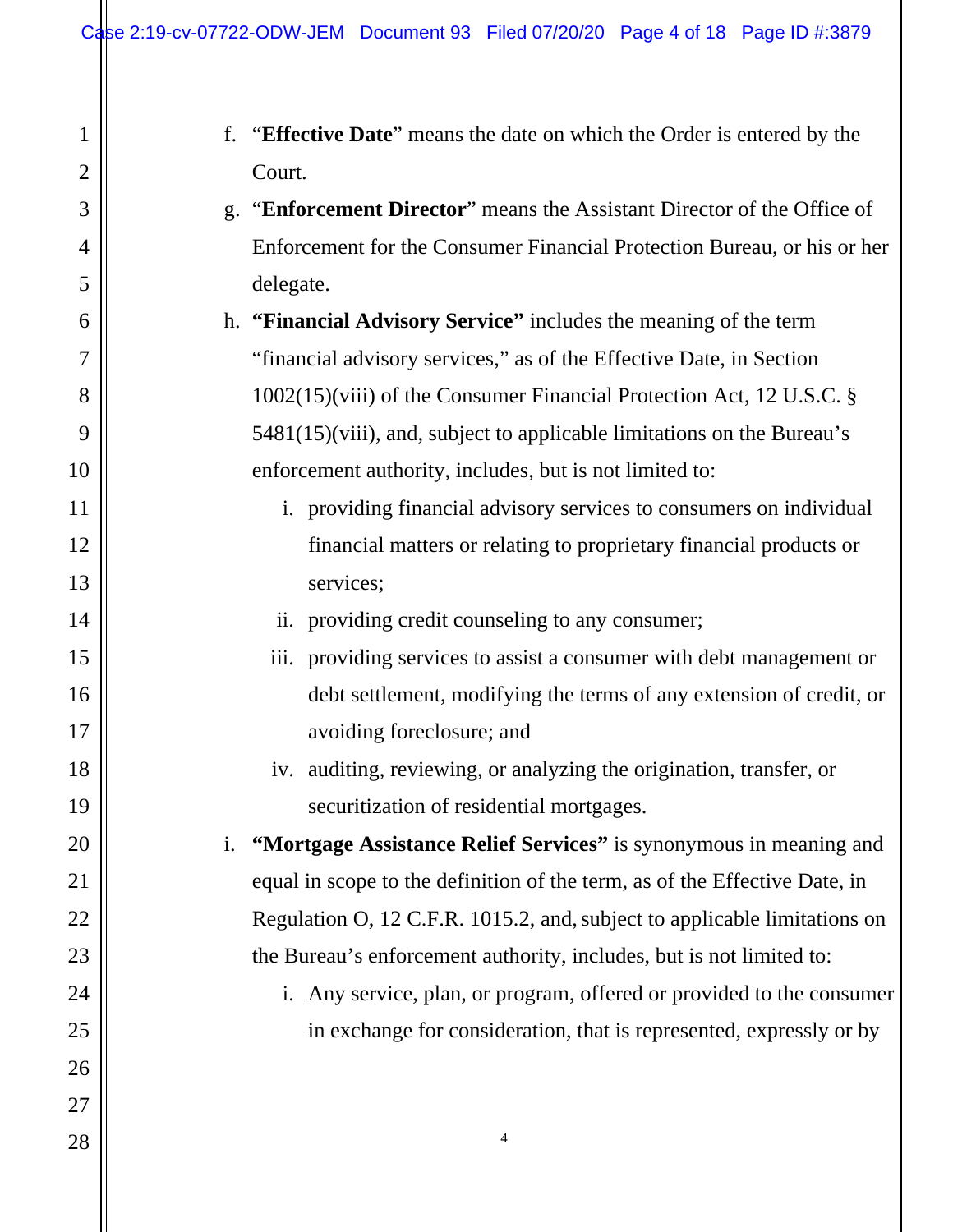f. "**Effective Date**" means the date on which the Order is entered by the Court.

g. "**Enforcement Director**" means the Assistant Director of the Office of Enforcement for the Consumer Financial Protection Bureau, or his or her delegate.

h. **"Financial Advisory Service"** includes the meaning of the term "financial advisory services," as of the Effective Date, in Section 1002(15)(viii) of the Consumer Financial Protection Act, 12 U.S.C. § 5481(15)(viii), and, subject to applicable limitations on the Bureau's enforcement authority, includes, but is not limited to:

   i. providing financial advisory services to consumers on individual financial matters or relating to proprietary financial products or services;

   ii. providing credit counseling to any consumer;

   iii. providing services to assist a consumer with debt management or debt settlement, modifying the terms of any extension of credit, or avoiding foreclosure; and

   iv. auditing, reviewing, or analyzing the origination, transfer, or securitization of residential mortgages.

i. **"Mortgage Assistance Relief Services"** is synonymous in meaning and equal in scope to the definition of the term, as of the Effective Date, in Regulation O, 12 C.F.R. 1015.2, and, subject to applicable limitations on the Bureau's enforcement authority, includes, but is not limited to:

   i. Any service, plan, or program, offered or provided to the consumer in exchange for consideration, that is represented, expressly or by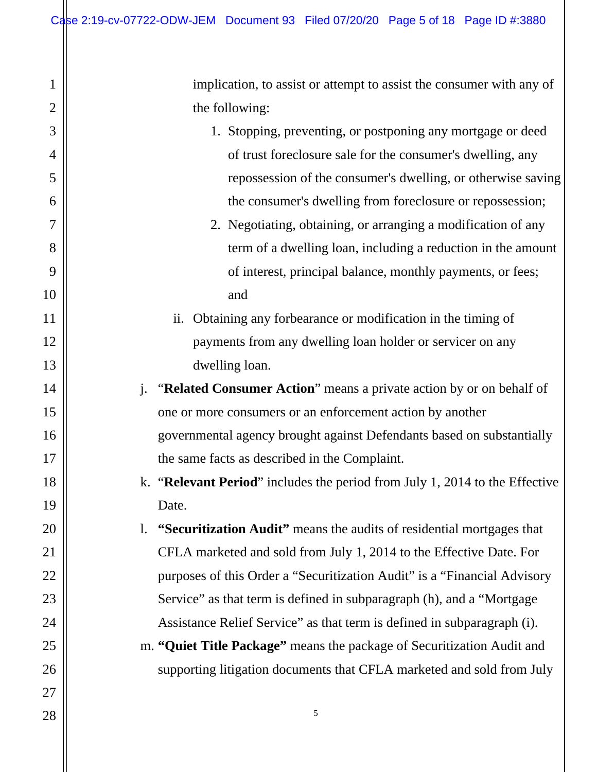implication, to assist or attempt to assist the consumer with any of the following:

1. Stopping, preventing, or postponing any mortgage or deed of trust foreclosure sale for the consumer's dwelling, any repossession of the consumer's dwelling, or otherwise saving the consumer's dwelling from foreclosure or repossession;
2. Negotiating, obtaining, or arranging a modification of any term of a dwelling loan, including a reduction in the amount of interest, principal balance, monthly payments, or fees; and

ii. Obtaining any forbearance or modification in the timing of payments from any dwelling loan holder or servicer on any dwelling loan.

j. “**Related Consumer Action**” means a private action by or on behalf of one or more consumers or an enforcement action by another governmental agency brought against Defendants based on substantially the same facts as described in the Complaint.

k. “**Relevant Period**” includes the period from July 1, 2014 to the Effective Date.

l. **“Securitization Audit”** means the audits of residential mortgages that CFLA marketed and sold from July 1, 2014 to the Effective Date. For purposes of this Order a “Securitization Audit” is a “Financial Advisory Service” as that term is defined in subparagraph (h), and a “Mortgage Assistance Relief Service” as that term is defined in subparagraph (i).

m. **“Quiet Title Package”** means the package of Securitization Audit and supporting litigation documents that CFLA marketed and sold from July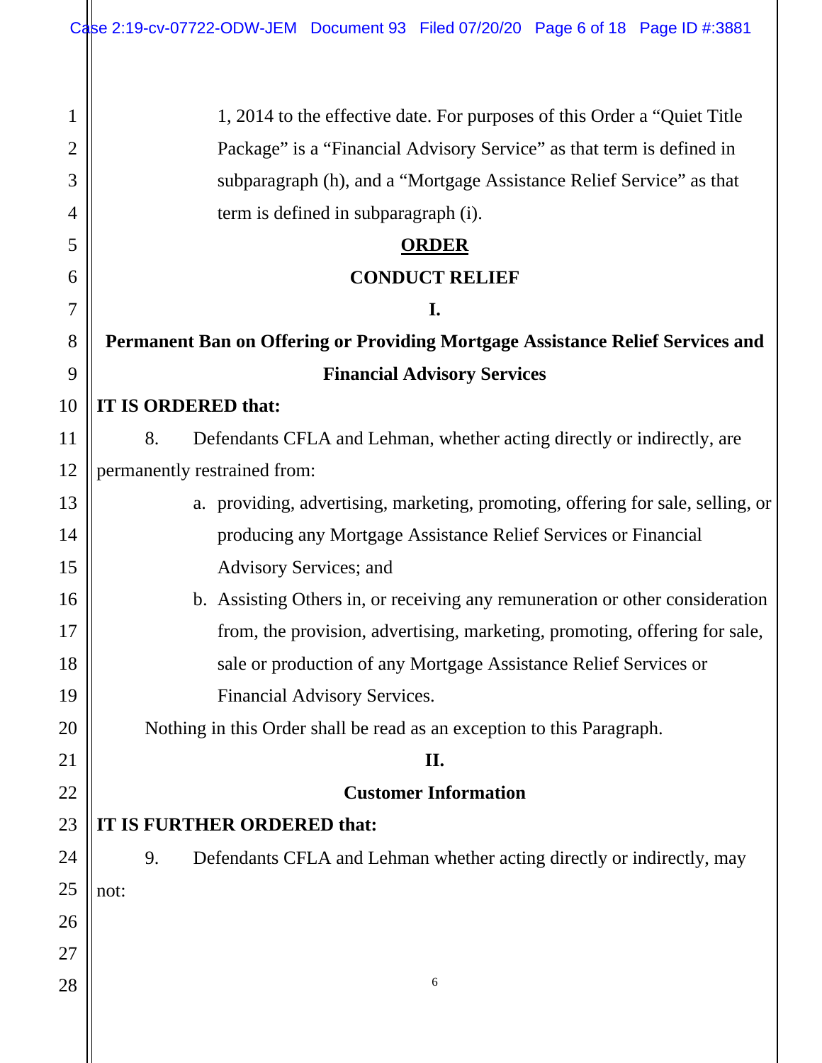1, 2014 to the effective date. For purposes of this Order a "Quiet Title Package" is a "Financial Advisory Service" as that term is defined in subparagraph (h), and a "Mortgage Assistance Relief Service" as that term is defined in subparagraph (i).

# ORDER

## CONDUCT RELIEF

### I.

### Permanent Ban on Offering or Providing Mortgage Assistance Relief Services and Financial Advisory Services

**IT IS ORDERED that:**

8. Defendants CFLA and Lehman, whether acting directly or indirectly, are permanently restrained from:

   a. providing, advertising, marketing, promoting, offering for sale, selling, or producing any Mortgage Assistance Relief Services or Financial Advisory Services; and

   b. Assisting Others in, or receiving any remuneration or other consideration from, the provision, advertising, marketing, promoting, offering for sale, sale or production of any Mortgage Assistance Relief Services or Financial Advisory Services.

Nothing in this Order shall be read as an exception to this Paragraph.

### II.

### Customer Information

**IT IS FURTHER ORDERED that:**

9. Defendants CFLA and Lehman whether acting directly or indirectly, may not: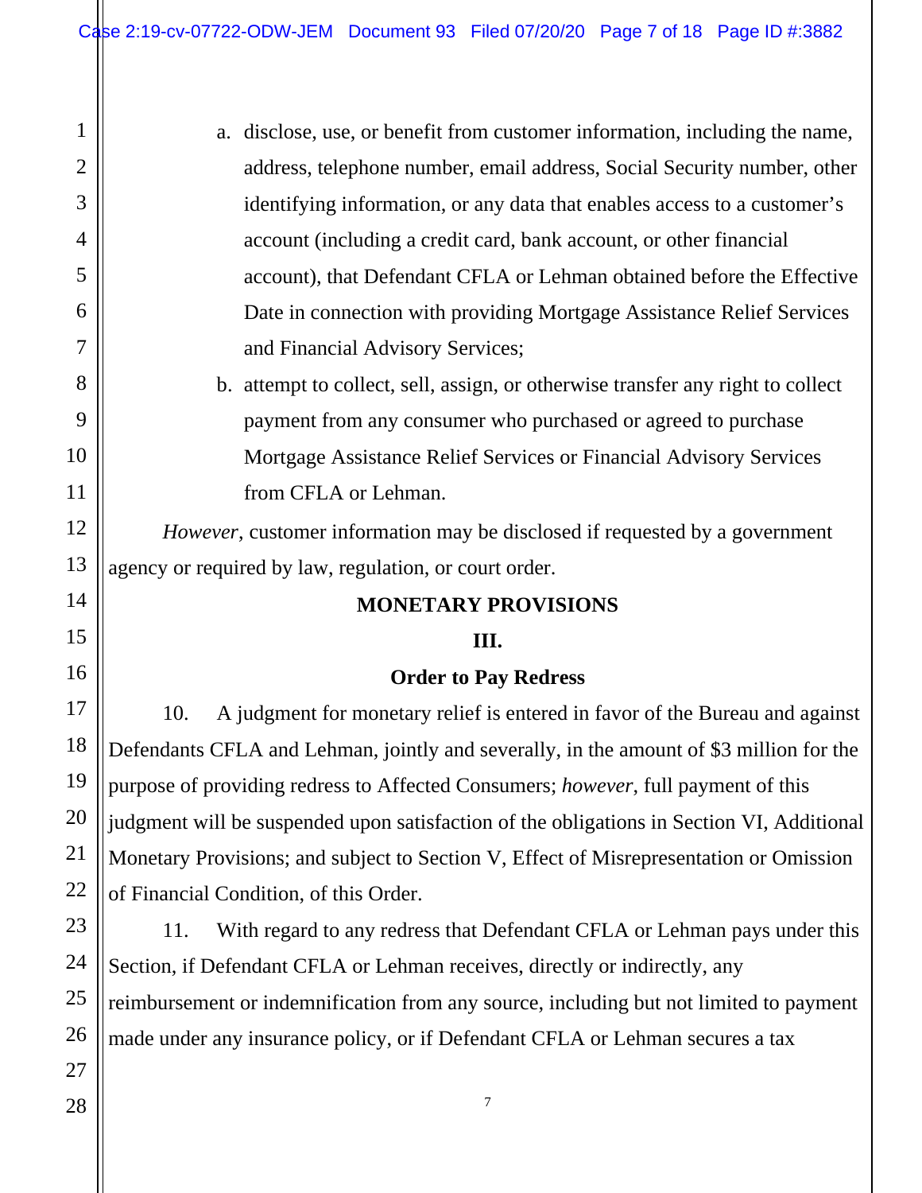a. disclose, use, or benefit from customer information, including the name, address, telephone number, email address, Social Security number, other identifying information, or any data that enables access to a customer's account (including a credit card, bank account, or other financial account), that Defendant CFLA or Lehman obtained before the Effective Date in connection with providing Mortgage Assistance Relief Services and Financial Advisory Services;

b. attempt to collect, sell, assign, or otherwise transfer any right to collect payment from any consumer who purchased or agreed to purchase Mortgage Assistance Relief Services or Financial Advisory Services from CFLA or Lehman.

*However*, customer information may be disclosed if requested by a government agency or required by law, regulation, or court order.

## MONETARY PROVISIONS

### III.

### Order to Pay Redress

10. A judgment for monetary relief is entered in favor of the Bureau and against Defendants CFLA and Lehman, jointly and severally, in the amount of $3 million for the purpose of providing redress to Affected Consumers; *however*, full payment of this judgment will be suspended upon satisfaction of the obligations in Section VI, Additional Monetary Provisions; and subject to Section V, Effect of Misrepresentation or Omission of Financial Condition, of this Order.

11. With regard to any redress that Defendant CFLA or Lehman pays under this Section, if Defendant CFLA or Lehman receives, directly or indirectly, any reimbursement or indemnification from any source, including but not limited to payment made under any insurance policy, or if Defendant CFLA or Lehman secures a tax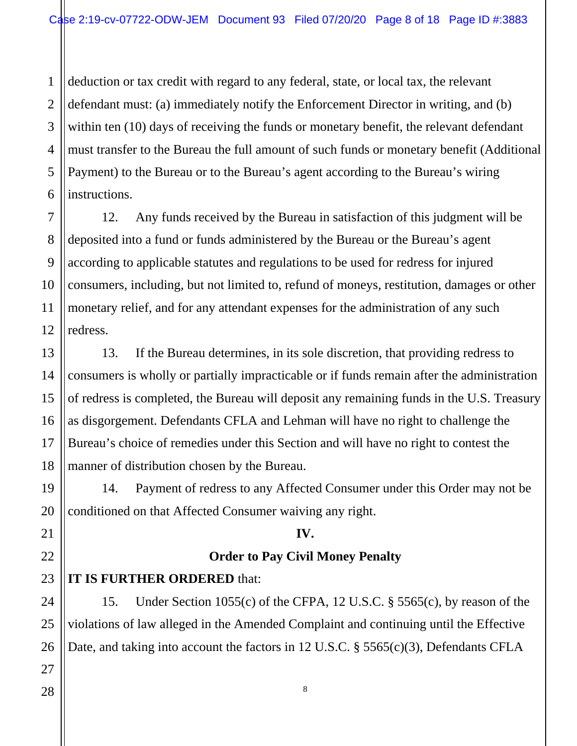deduction or tax credit with regard to any federal, state, or local tax, the relevant defendant must: (a) immediately notify the Enforcement Director in writing, and (b) within ten (10) days of receiving the funds or monetary benefit, the relevant defendant must transfer to the Bureau the full amount of such funds or monetary benefit (Additional Payment) to the Bureau or to the Bureau's agent according to the Bureau's wiring instructions.

12. Any funds received by the Bureau in satisfaction of this judgment will be deposited into a fund or funds administered by the Bureau or the Bureau's agent according to applicable statutes and regulations to be used for redress for injured consumers, including, but not limited to, refund of moneys, restitution, damages or other monetary relief, and for any attendant expenses for the administration of any such redress.

13. If the Bureau determines, in its sole discretion, that providing redress to consumers is wholly or partially impracticable or if funds remain after the administration of redress is completed, the Bureau will deposit any remaining funds in the U.S. Treasury as disgorgement. Defendants CFLA and Lehman will have no right to challenge the Bureau's choice of remedies under this Section and will have no right to contest the manner of distribution chosen by the Bureau.

14. Payment of redress to any Affected Consumer under this Order may not be conditioned on that Affected Consumer waiving any right.

## IV.

## Order to Pay Civil Money Penalty

**IT IS FURTHER ORDERED** that:

15. Under Section 1055(c) of the CFPA, 12 U.S.C. § 5565(c), by reason of the violations of law alleged in the Amended Complaint and continuing until the Effective Date, and taking into account the factors in 12 U.S.C. § 5565(c)(3), Defendants CFLA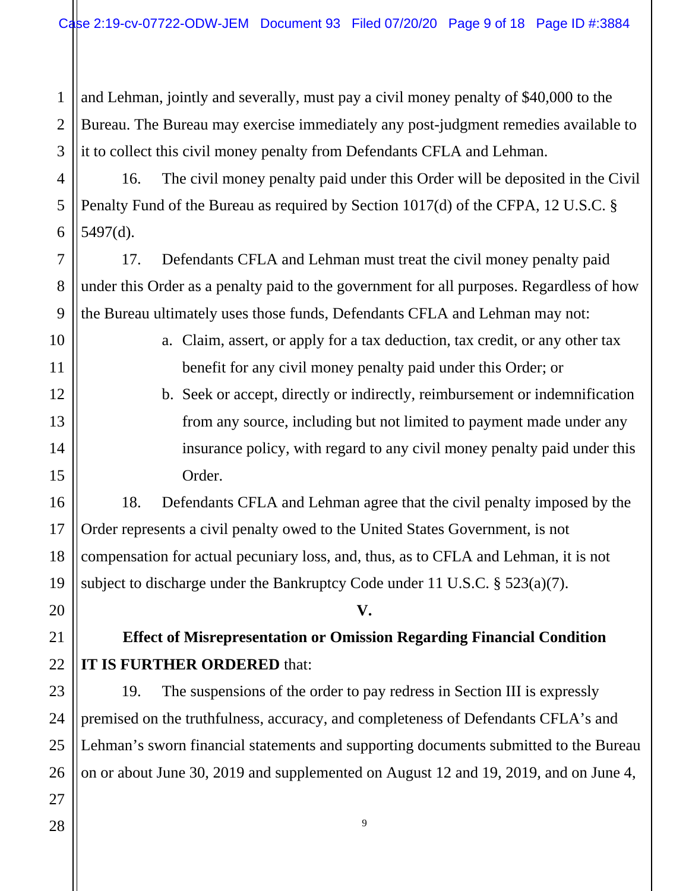and Lehman, jointly and severally, must pay a civil money penalty of $40,000 to the Bureau. The Bureau may exercise immediately any post-judgment remedies available to it to collect this civil money penalty from Defendants CFLA and Lehman.

16. The civil money penalty paid under this Order will be deposited in the Civil Penalty Fund of the Bureau as required by Section 1017(d) of the CFPA, 12 U.S.C. § 5497(d).

17. Defendants CFLA and Lehman must treat the civil money penalty paid under this Order as a penalty paid to the government for all purposes. Regardless of how the Bureau ultimately uses those funds, Defendants CFLA and Lehman may not:

a. Claim, assert, or apply for a tax deduction, tax credit, or any other tax benefit for any civil money penalty paid under this Order; or

b. Seek or accept, directly or indirectly, reimbursement or indemnification from any source, including but not limited to payment made under any insurance policy, with regard to any civil money penalty paid under this Order.

18. Defendants CFLA and Lehman agree that the civil penalty imposed by the Order represents a civil penalty owed to the United States Government, is not compensation for actual pecuniary loss, and, thus, as to CFLA and Lehman, it is not subject to discharge under the Bankruptcy Code under 11 U.S.C. § 523(a)(7).

**V.**

**Effect of Misrepresentation or Omission Regarding Financial Condition**

**IT IS FURTHER ORDERED** that:

19. The suspensions of the order to pay redress in Section III is expressly premised on the truthfulness, accuracy, and completeness of Defendants CFLA's and Lehman's sworn financial statements and supporting documents submitted to the Bureau on or about June 30, 2019 and supplemented on August 12 and 19, 2019, and on June 4,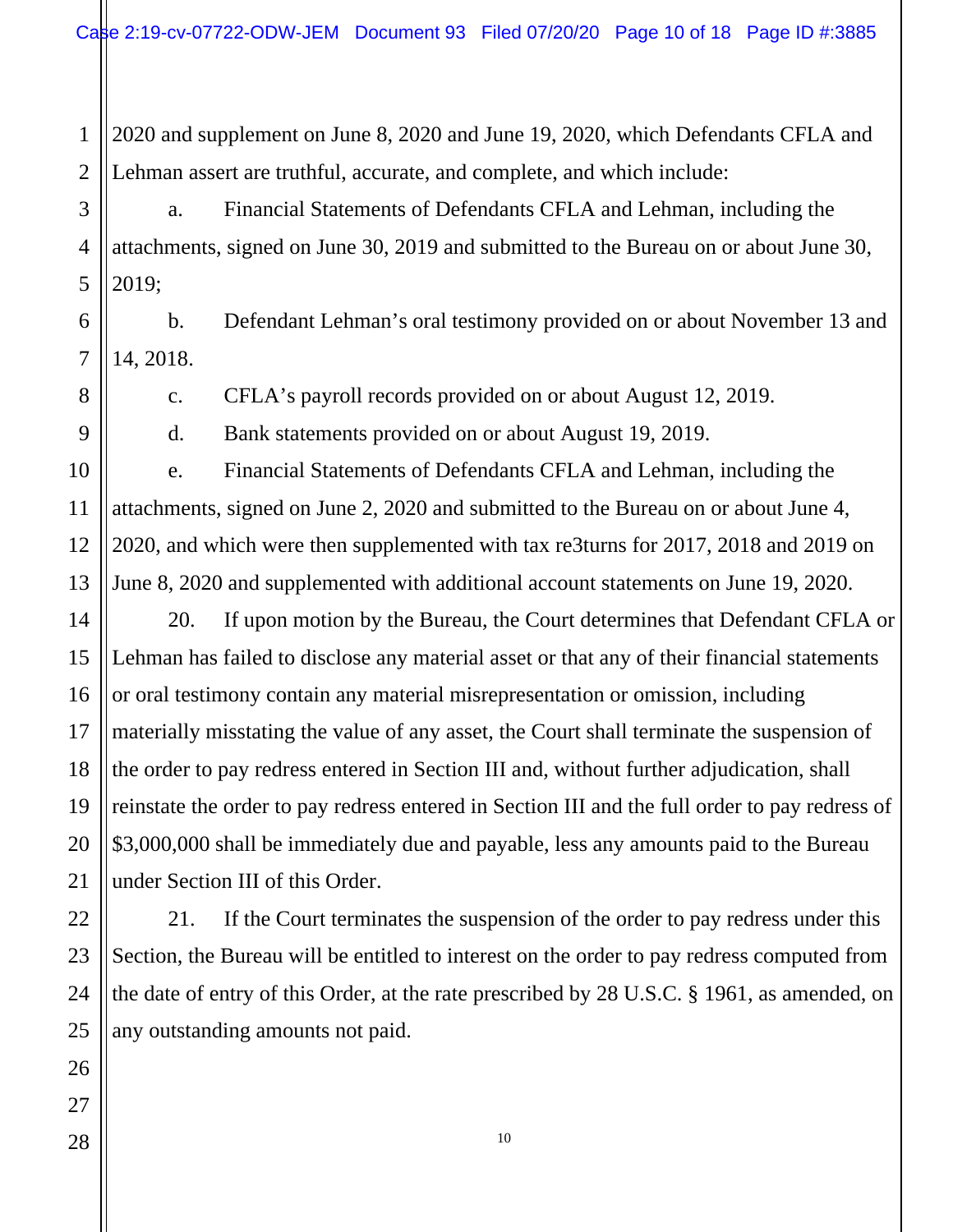2020 and supplement on June 8, 2020 and June 19, 2020, which Defendants CFLA and Lehman assert are truthful, accurate, and complete, and which include:

a. Financial Statements of Defendants CFLA and Lehman, including the attachments, signed on June 30, 2019 and submitted to the Bureau on or about June 30, 2019;

b. Defendant Lehman's oral testimony provided on or about November 13 and 14, 2018.

c. CFLA's payroll records provided on or about August 12, 2019.

d. Bank statements provided on or about August 19, 2019.

e. Financial Statements of Defendants CFLA and Lehman, including the attachments, signed on June 2, 2020 and submitted to the Bureau on or about June 4, 2020, and which were then supplemented with tax re3turns for 2017, 2018 and 2019 on June 8, 2020 and supplemented with additional account statements on June 19, 2020.

20. If upon motion by the Bureau, the Court determines that Defendant CFLA or Lehman has failed to disclose any material asset or that any of their financial statements or oral testimony contain any material misrepresentation or omission, including materially misstating the value of any asset, the Court shall terminate the suspension of the order to pay redress entered in Section III and, without further adjudication, shall reinstate the order to pay redress entered in Section III and the full order to pay redress of $3,000,000 shall be immediately due and payable, less any amounts paid to the Bureau under Section III of this Order.

21. If the Court terminates the suspension of the order to pay redress under this Section, the Bureau will be entitled to interest on the order to pay redress computed from the date of entry of this Order, at the rate prescribed by 28 U.S.C. § 1961, as amended, on any outstanding amounts not paid.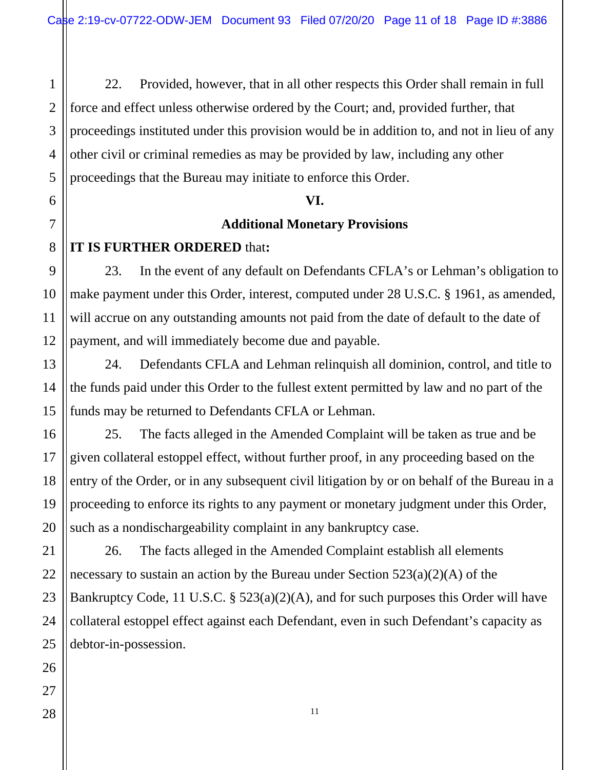22. Provided, however, that in all other respects this Order shall remain in full force and effect unless otherwise ordered by the Court; and, provided further, that proceedings instituted under this provision would be in addition to, and not in lieu of any other civil or criminal remedies as may be provided by law, including any other proceedings that the Bureau may initiate to enforce this Order.

## VI.

## Additional Monetary Provisions

**IT IS FURTHER ORDERED** that**:**

23. In the event of any default on Defendants CFLA's or Lehman's obligation to make payment under this Order, interest, computed under 28 U.S.C. § 1961, as amended, will accrue on any outstanding amounts not paid from the date of default to the date of payment, and will immediately become due and payable.

24. Defendants CFLA and Lehman relinquish all dominion, control, and title to the funds paid under this Order to the fullest extent permitted by law and no part of the funds may be returned to Defendants CFLA or Lehman.

25. The facts alleged in the Amended Complaint will be taken as true and be given collateral estoppel effect, without further proof, in any proceeding based on the entry of the Order, or in any subsequent civil litigation by or on behalf of the Bureau in a proceeding to enforce its rights to any payment or monetary judgment under this Order, such as a nondischargeability complaint in any bankruptcy case.

26. The facts alleged in the Amended Complaint establish all elements necessary to sustain an action by the Bureau under Section 523(a)(2)(A) of the Bankruptcy Code, 11 U.S.C. § 523(a)(2)(A), and for such purposes this Order will have collateral estoppel effect against each Defendant, even in such Defendant's capacity as debtor-in-possession.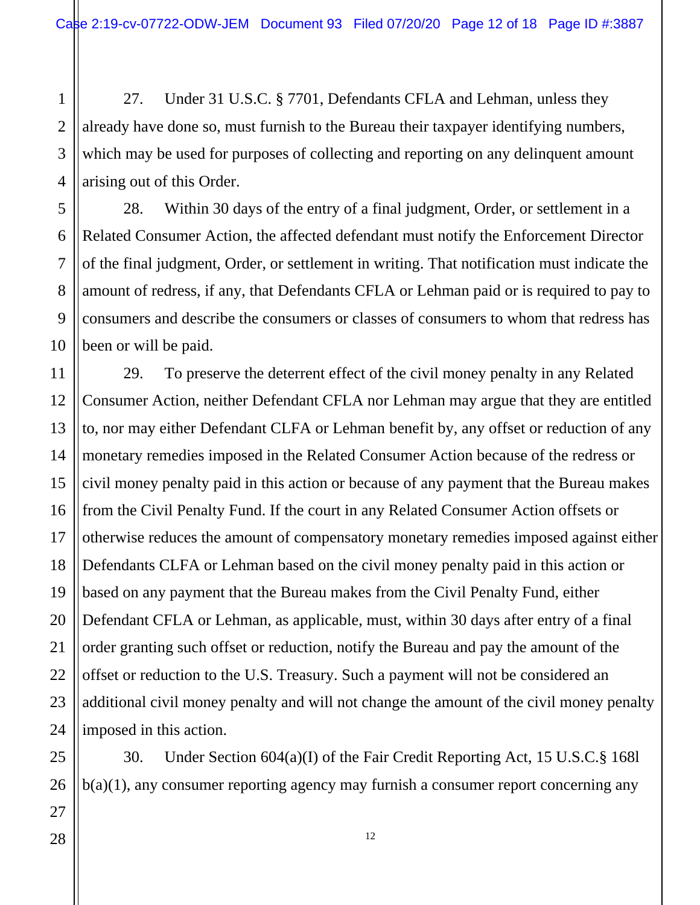27. Under 31 U.S.C. § 7701, Defendants CFLA and Lehman, unless they already have done so, must furnish to the Bureau their taxpayer identifying numbers, which may be used for purposes of collecting and reporting on any delinquent amount arising out of this Order.

28. Within 30 days of the entry of a final judgment, Order, or settlement in a Related Consumer Action, the affected defendant must notify the Enforcement Director of the final judgment, Order, or settlement in writing. That notification must indicate the amount of redress, if any, that Defendants CFLA or Lehman paid or is required to pay to consumers and describe the consumers or classes of consumers to whom that redress has been or will be paid.

29. To preserve the deterrent effect of the civil money penalty in any Related Consumer Action, neither Defendant CFLA nor Lehman may argue that they are entitled to, nor may either Defendant CLFA or Lehman benefit by, any offset or reduction of any monetary remedies imposed in the Related Consumer Action because of the redress or civil money penalty paid in this action or because of any payment that the Bureau makes from the Civil Penalty Fund. If the court in any Related Consumer Action offsets or otherwise reduces the amount of compensatory monetary remedies imposed against either Defendants CLFA or Lehman based on the civil money penalty paid in this action or based on any payment that the Bureau makes from the Civil Penalty Fund, either Defendant CFLA or Lehman, as applicable, must, within 30 days after entry of a final order granting such offset or reduction, notify the Bureau and pay the amount of the offset or reduction to the U.S. Treasury. Such a payment will not be considered an additional civil money penalty and will not change the amount of the civil money penalty imposed in this action.

30. Under Section 604(a)(I) of the Fair Credit Reporting Act, 15 U.S.C.§ 168l b(a)(1), any consumer reporting agency may furnish a consumer report concerning any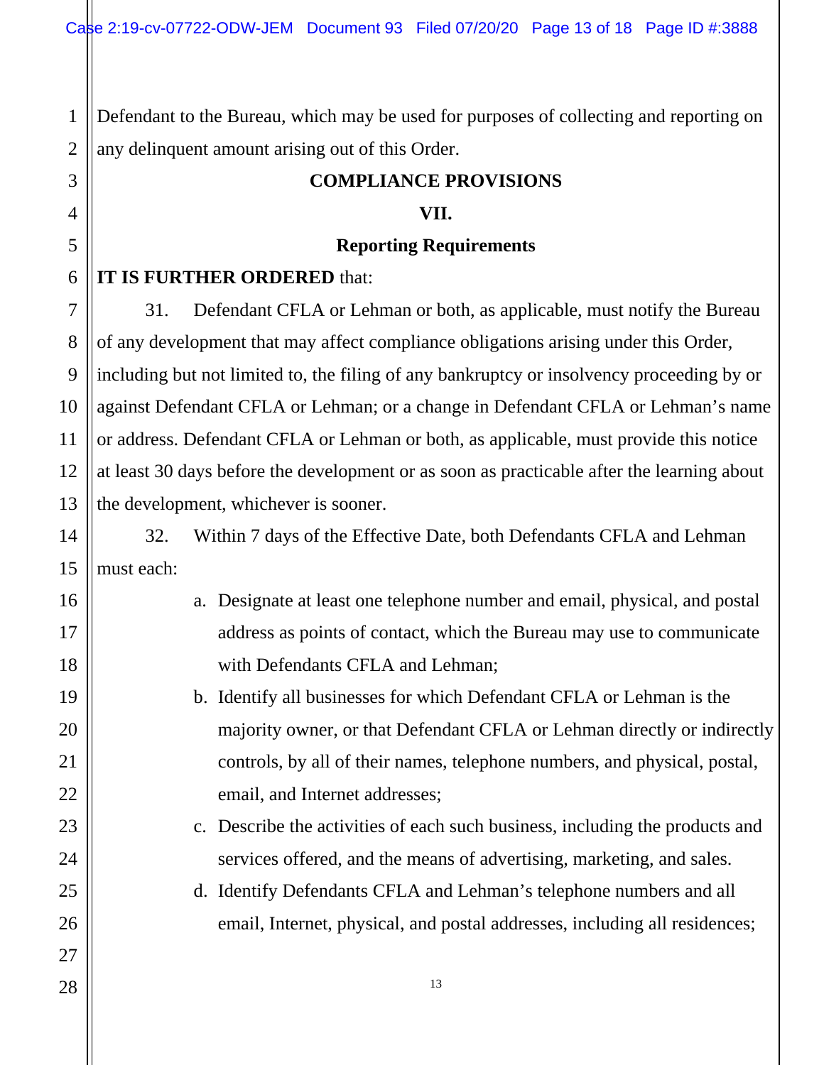Defendant to the Bureau, which may be used for purposes of collecting and reporting on any delinquent amount arising out of this Order.

## COMPLIANCE PROVISIONS

## VII.

## Reporting Requirements

**IT IS FURTHER ORDERED** that:

31. Defendant CFLA or Lehman or both, as applicable, must notify the Bureau of any development that may affect compliance obligations arising under this Order, including but not limited to, the filing of any bankruptcy or insolvency proceeding by or against Defendant CFLA or Lehman; or a change in Defendant CFLA or Lehman's name or address. Defendant CFLA or Lehman or both, as applicable, must provide this notice at least 30 days before the development or as soon as practicable after the learning about the development, whichever is sooner.

32. Within 7 days of the Effective Date, both Defendants CFLA and Lehman must each:

a. Designate at least one telephone number and email, physical, and postal address as points of contact, which the Bureau may use to communicate with Defendants CFLA and Lehman;

b. Identify all businesses for which Defendant CFLA or Lehman is the majority owner, or that Defendant CFLA or Lehman directly or indirectly controls, by all of their names, telephone numbers, and physical, postal, email, and Internet addresses;

c. Describe the activities of each such business, including the products and services offered, and the means of advertising, marketing, and sales.

d. Identify Defendants CFLA and Lehman's telephone numbers and all email, Internet, physical, and postal addresses, including all residences;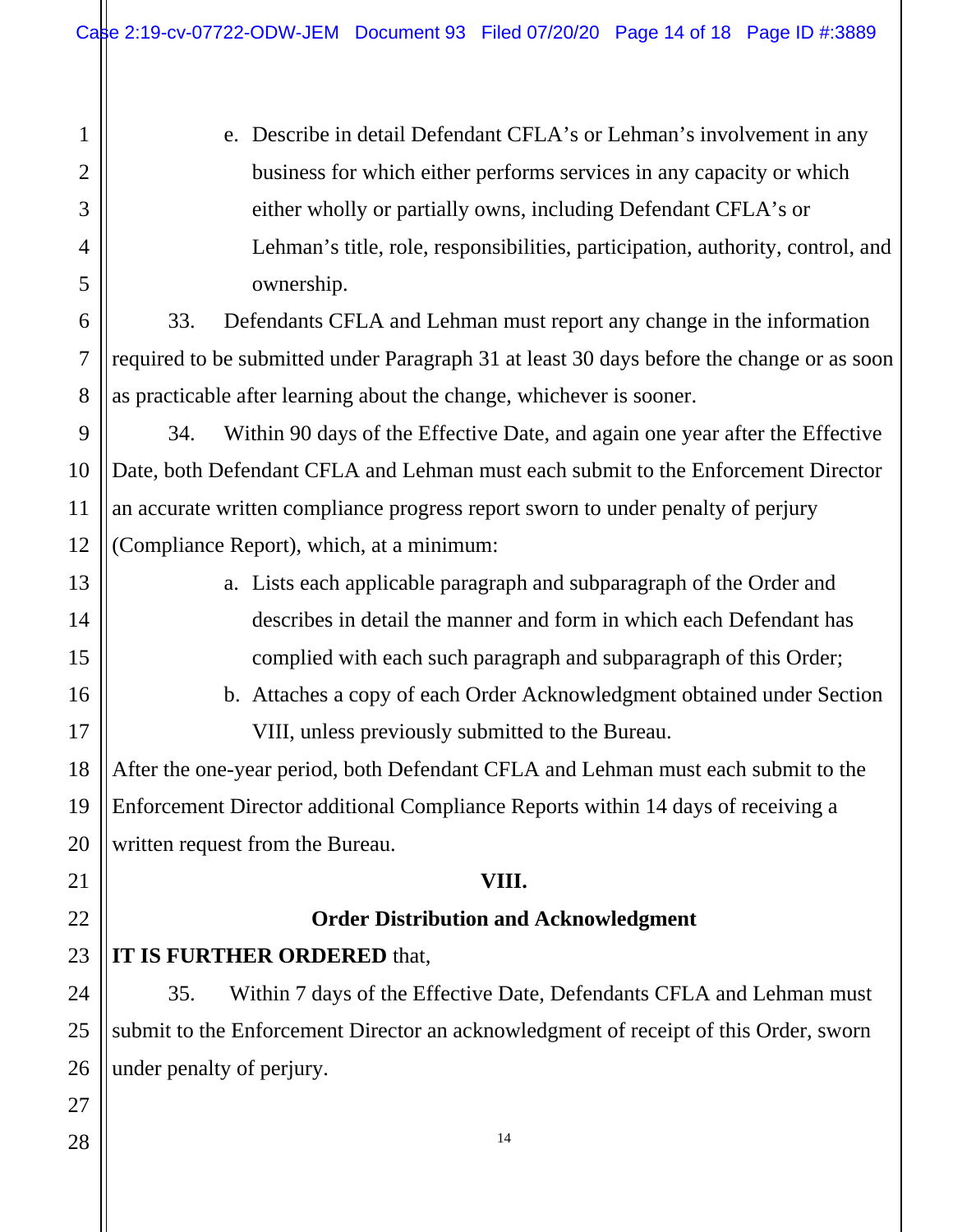e. Describe in detail Defendant CFLA's or Lehman's involvement in any business for which either performs services in any capacity or which either wholly or partially owns, including Defendant CFLA's or Lehman's title, role, responsibilities, participation, authority, control, and ownership.

33. Defendants CFLA and Lehman must report any change in the information required to be submitted under Paragraph 31 at least 30 days before the change or as soon as practicable after learning about the change, whichever is sooner.

34. Within 90 days of the Effective Date, and again one year after the Effective Date, both Defendant CFLA and Lehman must each submit to the Enforcement Director an accurate written compliance progress report sworn to under penalty of perjury (Compliance Report), which, at a minimum:

a. Lists each applicable paragraph and subparagraph of the Order and describes in detail the manner and form in which each Defendant has complied with each such paragraph and subparagraph of this Order;

b. Attaches a copy of each Order Acknowledgment obtained under Section VIII, unless previously submitted to the Bureau.

After the one-year period, both Defendant CFLA and Lehman must each submit to the Enforcement Director additional Compliance Reports within 14 days of receiving a written request from the Bureau.

## VIII.

## Order Distribution and Acknowledgment

**IT IS FURTHER ORDERED** that,

35. Within 7 days of the Effective Date, Defendants CFLA and Lehman must submit to the Enforcement Director an acknowledgment of receipt of this Order, sworn under penalty of perjury.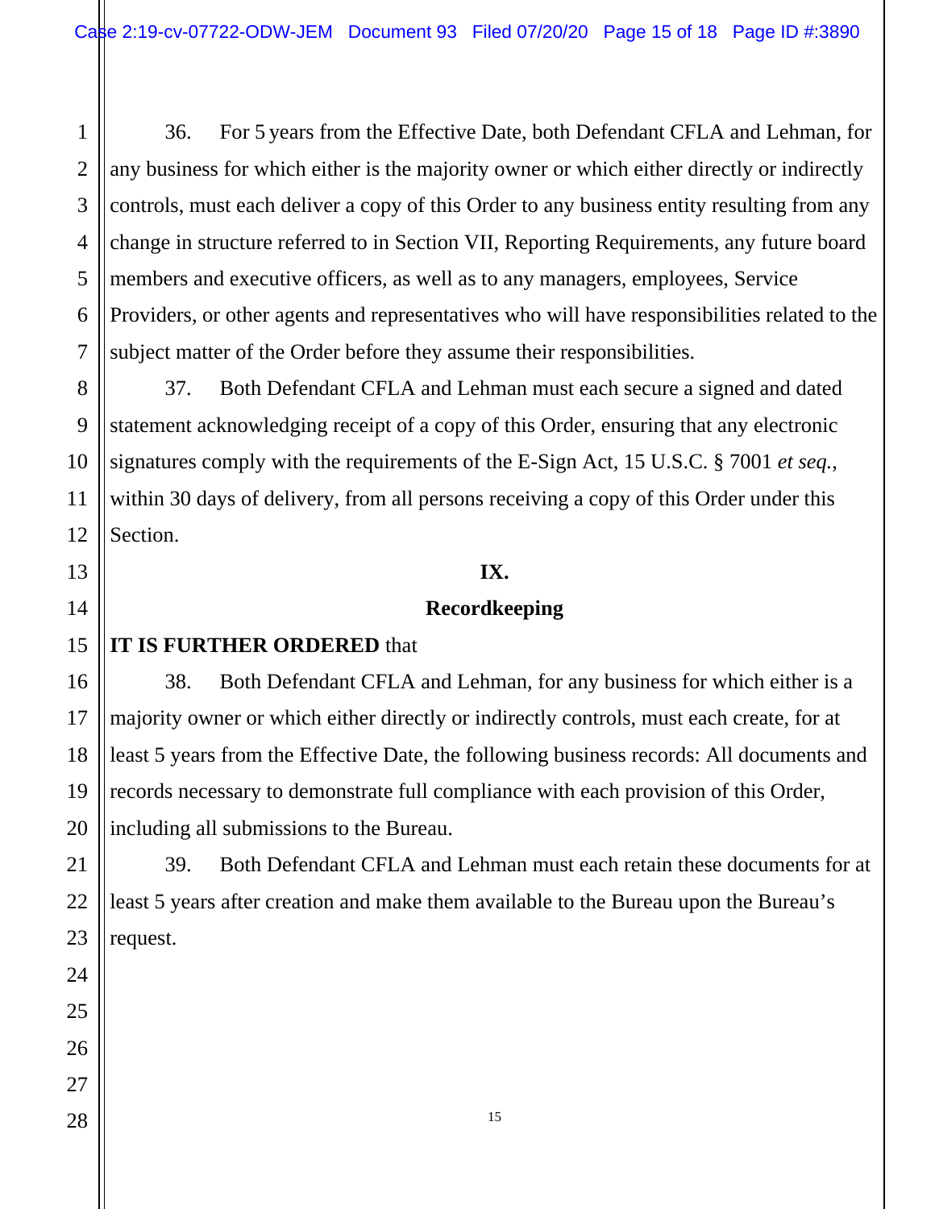36. For 5 years from the Effective Date, both Defendant CFLA and Lehman, for any business for which either is the majority owner or which either directly or indirectly controls, must each deliver a copy of this Order to any business entity resulting from any change in structure referred to in Section VII, Reporting Requirements, any future board members and executive officers, as well as to any managers, employees, Service Providers, or other agents and representatives who will have responsibilities related to the subject matter of the Order before they assume their responsibilities.

37. Both Defendant CFLA and Lehman must each secure a signed and dated statement acknowledging receipt of a copy of this Order, ensuring that any electronic signatures comply with the requirements of the E-Sign Act, 15 U.S.C. § 7001 *et seq.*, within 30 days of delivery, from all persons receiving a copy of this Order under this Section.

## IX.

## Recordkeeping

**IT IS FURTHER ORDERED** that

38. Both Defendant CFLA and Lehman, for any business for which either is a majority owner or which either directly or indirectly controls, must each create, for at least 5 years from the Effective Date, the following business records: All documents and records necessary to demonstrate full compliance with each provision of this Order, including all submissions to the Bureau.

39. Both Defendant CFLA and Lehman must each retain these documents for at least 5 years after creation and make them available to the Bureau upon the Bureau's request.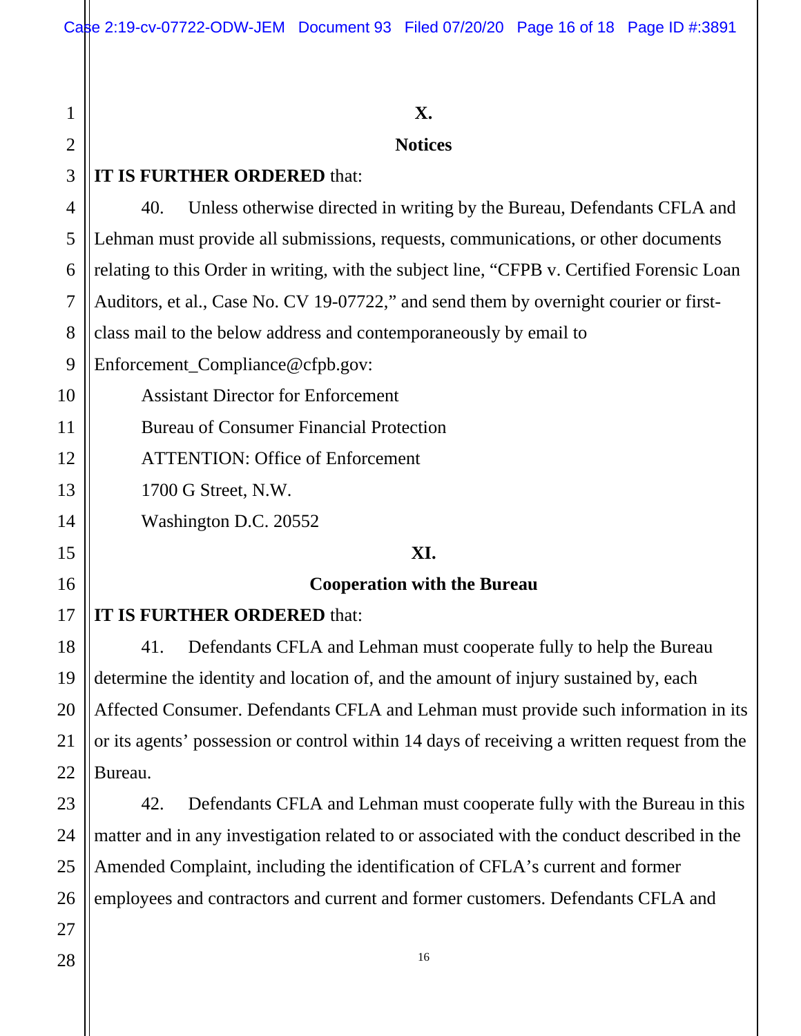## X.

## Notices

**IT IS FURTHER ORDERED** that:

40. Unless otherwise directed in writing by the Bureau, Defendants CFLA and Lehman must provide all submissions, requests, communications, or other documents relating to this Order in writing, with the subject line, "CFPB v. Certified Forensic Loan Auditors, et al., Case No. CV 19-07722," and send them by overnight courier or first-class mail to the below address and contemporaneously by email to Enforcement_Compliance@cfpb.gov:

Assistant Director for Enforcement
Bureau of Consumer Financial Protection
ATTENTION: Office of Enforcement
1700 G Street, N.W.
Washington D.C. 20552

## XI.

## Cooperation with the Bureau

**IT IS FURTHER ORDERED** that:

41. Defendants CFLA and Lehman must cooperate fully to help the Bureau determine the identity and location of, and the amount of injury sustained by, each Affected Consumer. Defendants CFLA and Lehman must provide such information in its or its agents' possession or control within 14 days of receiving a written request from the Bureau.

42. Defendants CFLA and Lehman must cooperate fully with the Bureau in this matter and in any investigation related to or associated with the conduct described in the Amended Complaint, including the identification of CFLA's current and former employees and contractors and current and former customers. Defendants CFLA and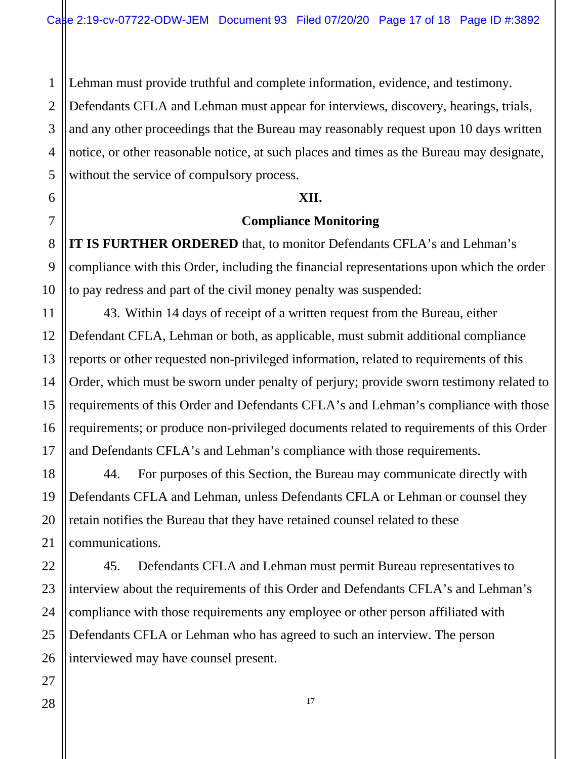Lehman must provide truthful and complete information, evidence, and testimony. Defendants CFLA and Lehman must appear for interviews, discovery, hearings, trials, and any other proceedings that the Bureau may reasonably request upon 10 days written notice, or other reasonable notice, at such places and times as the Bureau may designate, without the service of compulsory process.

## XII.

## Compliance Monitoring

**IT IS FURTHER ORDERED** that, to monitor Defendants CFLA's and Lehman's compliance with this Order, including the financial representations upon which the order to pay redress and part of the civil money penalty was suspended:

43. Within 14 days of receipt of a written request from the Bureau, either Defendant CFLA, Lehman or both, as applicable, must submit additional compliance reports or other requested non-privileged information, related to requirements of this Order, which must be sworn under penalty of perjury; provide sworn testimony related to requirements of this Order and Defendants CFLA's and Lehman's compliance with those requirements; or produce non-privileged documents related to requirements of this Order and Defendants CFLA's and Lehman's compliance with those requirements.

44. For purposes of this Section, the Bureau may communicate directly with Defendants CFLA and Lehman, unless Defendants CFLA or Lehman or counsel they retain notifies the Bureau that they have retained counsel related to these communications.

45. Defendants CFLA and Lehman must permit Bureau representatives to interview about the requirements of this Order and Defendants CFLA's and Lehman's compliance with those requirements any employee or other person affiliated with Defendants CFLA or Lehman who has agreed to such an interview. The person interviewed may have counsel present.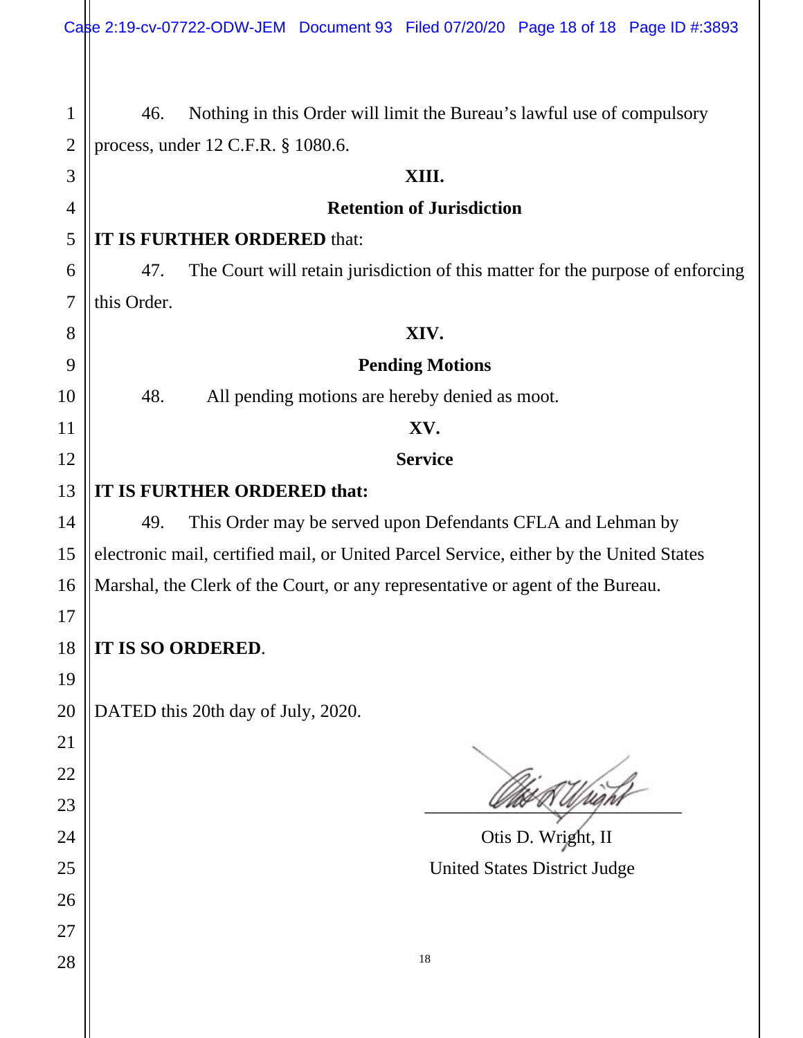46. Nothing in this Order will limit the Bureau's lawful use of compulsory process, under 12 C.F.R. § 1080.6.

**XIII.**

**Retention of Jurisdiction**

**IT IS FURTHER ORDERED** that:

47. The Court will retain jurisdiction of this matter for the purpose of enforcing this Order.

**XIV.**

**Pending Motions**

48. All pending motions are hereby denied as moot.

**XV.**

**Service**

**IT IS FURTHER ORDERED that:**

49. This Order may be served upon Defendants CFLA and Lehman by electronic mail, certified mail, or United Parcel Service, either by the United States Marshal, the Clerk of the Court, or any representative or agent of the Bureau.

**IT IS SO ORDERED**.

DATED this 20th day of July, 2020.

Otis D. Wright, II
United States District Judge